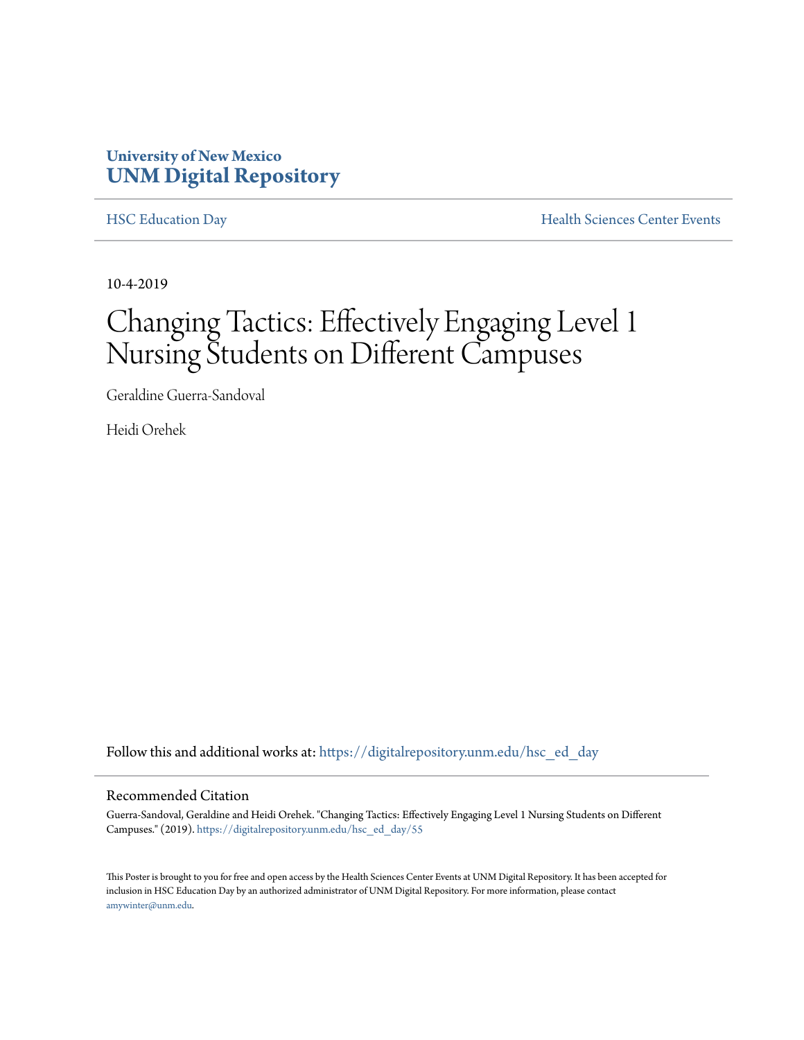University of New Mexico
**UNM Digital Repository**

HSC Education Day | Health Sciences Center Events

10-4-2019

# Changing Tactics: Effectively Engaging Level 1 Nursing Students on Different Campuses

Geraldine Guerra-Sandoval

Heidi Orehek

Follow this and additional works at: https://digitalrepository.unm.edu/hsc_ed_day

## Recommended Citation

Guerra-Sandoval, Geraldine and Heidi Orehek. "Changing Tactics: Effectively Engaging Level 1 Nursing Students on Different Campuses." (2019). https://digitalrepository.unm.edu/hsc_ed_day/55

This Poster is brought to you for free and open access by the Health Sciences Center Events at UNM Digital Repository. It has been accepted for inclusion in HSC Education Day by an authorized administrator of UNM Digital Repository. For more information, please contact amywinter@unm.edu.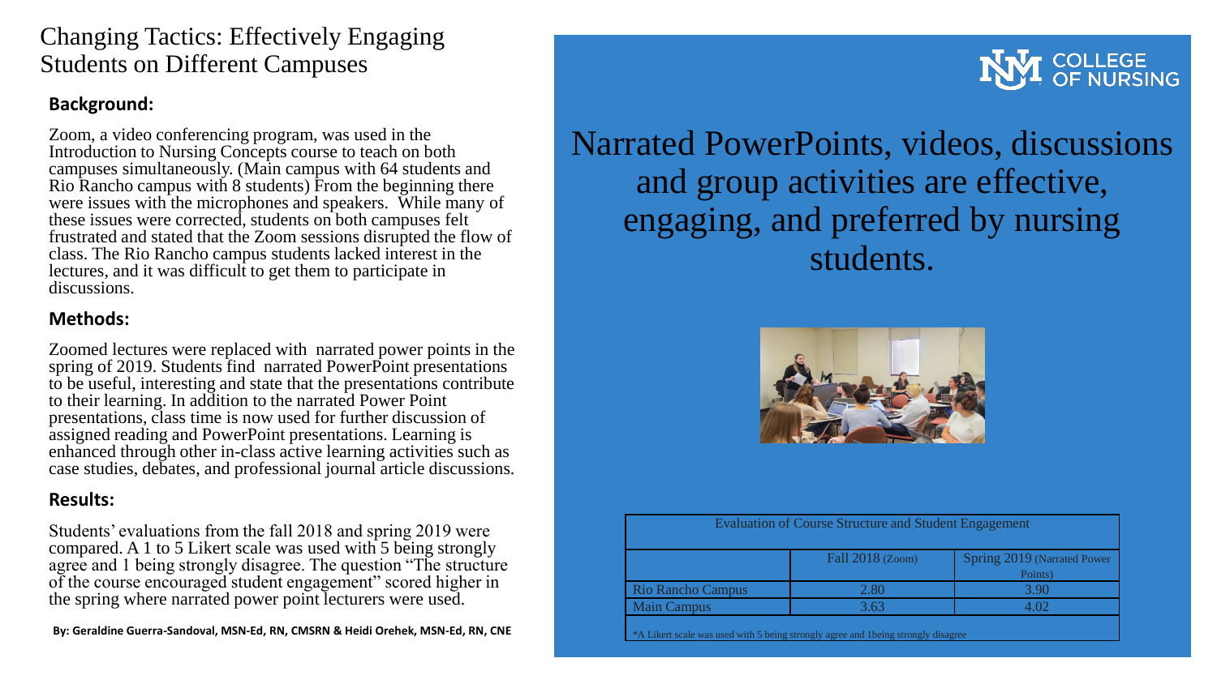# Changing Tactics: Effectively Engaging Students on Different Campuses

## Background:

Zoom, a video conferencing program, was used in the Introduction to Nursing Concepts course to teach on both campuses simultaneously. (Main campus with 64 students and Rio Rancho campus with 8 students) From the beginning there were issues with the microphones and speakers. While many of these issues were corrected, students on both campuses felt frustrated and stated that the Zoom sessions disrupted the flow of class. The Rio Rancho campus students lacked interest in the lectures, and it was difficult to get them to participate in discussions.

## Methods:

Zoomed lectures were replaced with narrated power points in the spring of 2019. Students find narrated PowerPoint presentations to be useful, interesting and state that the presentations contribute to their learning. In addition to the narrated Power Point presentations, class time is now used for further discussion of assigned reading and PowerPoint presentations. Learning is enhanced through other in-class active learning activities such as case studies, debates, and professional journal article discussions.

## Results:

Students' evaluations from the fall 2018 and spring 2019 were compared. A 1 to 5 Likert scale was used with 5 being strongly agree and 1 being strongly disagree. The question "The structure of the course encouraged student engagement" scored higher in the spring where narrated power point lecturers were used.

**By: Geraldine Guerra-Sandoval, MSN-Ed, RN, CMSRN & Heidi Orehek, MSN-Ed, RN, CNE**

UNM COLLEGE OF NURSING

Narrated PowerPoints, videos, discussions and group activities are effective, engaging, and preferred by nursing students.

Evaluation of Course Structure and Student Engagement

| | Fall 2018 (Zoom) | Spring 2019 (Narrated Power Points) |
|---|---|---|
| Rio Rancho Campus | 2.80 | 3.90 |
| Main Campus | 3.63 | 4.02 |

*A Likert scale was used with 5 being strongly agree and 1being strongly disagree